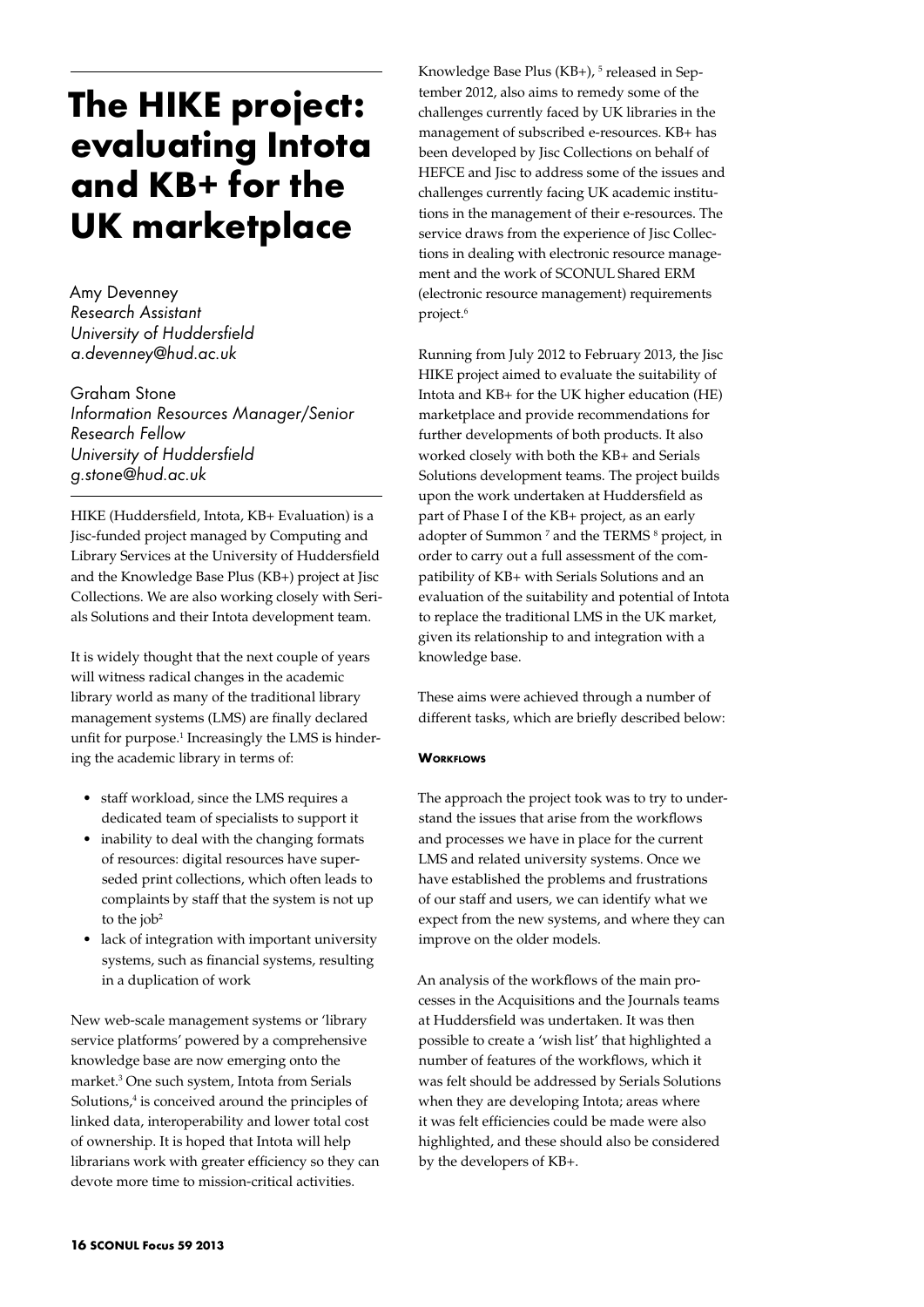# The HIKE project: evaluating Intota and KB+ for the UK marketplace

Amy Devenney
*Research Assistant*
*University of Huddersfield*
*a.devenney@hud.ac.uk*

Graham Stone
*Information Resources Manager/Senior Research Fellow*
*University of Huddersfield*
*g.stone@hud.ac.uk*

HIKE (Huddersfield, Intota, KB+ Evaluation) is a Jisc-funded project managed by Computing and Library Services at the University of Huddersfield and the Knowledge Base Plus (KB+) project at Jisc Collections. We are also working closely with Serials Solutions and their Intota development team.

It is widely thought that the next couple of years will witness radical changes in the academic library world as many of the traditional library management systems (LMS) are finally declared unfit for purpose.[1] Increasingly the LMS is hindering the academic library in terms of:

- staff workload, since the LMS requires a dedicated team of specialists to support it
- inability to deal with the changing formats of resources: digital resources have superseded print collections, which often leads to complaints by staff that the system is not up to the job[2]
- lack of integration with important university systems, such as financial systems, resulting in a duplication of work

New web-scale management systems or 'library service platforms' powered by a comprehensive knowledge base are now emerging onto the market.[3] One such system, Intota from Serials Solutions,[4] is conceived around the principles of linked data, interoperability and lower total cost of ownership. It is hoped that Intota will help librarians work with greater efficiency so they can devote more time to mission-critical activities.

Knowledge Base Plus (KB+),[5] released in September 2012, also aims to remedy some of the challenges currently faced by UK libraries in the management of subscribed e-resources. KB+ has been developed by Jisc Collections on behalf of HEFCE and Jisc to address some of the issues and challenges currently facing UK academic institutions in the management of their e-resources. The service draws from the experience of Jisc Collections in dealing with electronic resource management and the work of SCONUL Shared ERM (electronic resource management) requirements project.[6]

Running from July 2012 to February 2013, the Jisc HIKE project aimed to evaluate the suitability of Intota and KB+ for the UK higher education (HE) marketplace and provide recommendations for further developments of both products. It also worked closely with both the KB+ and Serials Solutions development teams. The project builds upon the work undertaken at Huddersfield as part of Phase I of the KB+ project, as an early adopter of Summon [7] and the TERMS [8] project, in order to carry out a full assessment of the compatibility of KB+ with Serials Solutions and an evaluation of the suitability and potential of Intota to replace the traditional LMS in the UK market, given its relationship to and integration with a knowledge base.

These aims were achieved through a number of different tasks, which are briefly described below:

#### Workflows

The approach the project took was to try to understand the issues that arise from the workflows and processes we have in place for the current LMS and related university systems. Once we have established the problems and frustrations of our staff and users, we can identify what we expect from the new systems, and where they can improve on the older models.

An analysis of the workflows of the main processes in the Acquisitions and the Journals teams at Huddersfield was undertaken. It was then possible to create a 'wish list' that highlighted a number of features of the workflows, which it was felt should be addressed by Serials Solutions when they are developing Intota; areas where it was felt efficiencies could be made were also highlighted, and these should also be considered by the developers of KB+.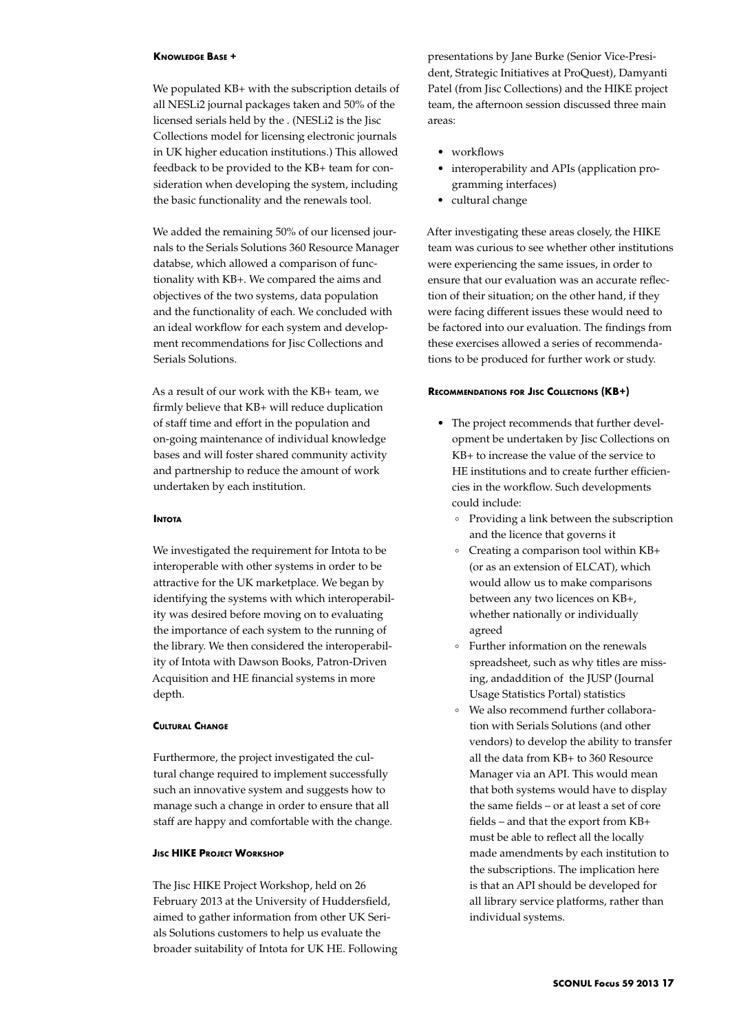### Knowledge Base +

We populated KB+ with the subscription details of all NESLi2 journal packages taken and 50% of the licensed serials held by the . (NESLi2 is the Jisc Collections model for licensing electronic journals in UK higher education institutions.) This allowed feedback to be provided to the KB+ team for consideration when developing the system, including the basic functionality and the renewals tool.

We added the remaining 50% of our licensed journals to the Serials Solutions 360 Resource Manager databse, which allowed a comparison of functionality with KB+. We compared the aims and objectives of the two systems, data population and the functionality of each. We concluded with an ideal workflow for each system and development recommendations for Jisc Collections and Serials Solutions.

As a result of our work with the KB+ team, we firmly believe that KB+ will reduce duplication of staff time and effort in the population and on-going maintenance of individual knowledge bases and will foster shared community activity and partnership to reduce the amount of work undertaken by each institution.

### Intota

We investigated the requirement for Intota to be interoperable with other systems in order to be attractive for the UK marketplace. We began by identifying the systems with which interoperability was desired before moving on to evaluating the importance of each system to the running of the library. We then considered the interoperability of Intota with Dawson Books, Patron-Driven Acquisition and HE financial systems in more depth.

### Cultural Change

Furthermore, the project investigated the cultural change required to implement successfully such an innovative system and suggests how to manage such a change in order to ensure that all staff are happy and comfortable with the change.

### Jisc HIKE Project Workshop

The Jisc HIKE Project Workshop, held on 26 February 2013 at the University of Huddersfield, aimed to gather information from other UK Serials Solutions customers to help us evaluate the broader suitability of Intota for UK HE. Following presentations by Jane Burke (Senior Vice-President, Strategic Initiatives at ProQuest), Damyanti Patel (from Jisc Collections) and the HIKE project team, the afternoon session discussed three main areas:

- workflows
- interoperability and APIs (application programming interfaces)
- cultural change

After investigating these areas closely, the HIKE team was curious to see whether other institutions were experiencing the same issues, in order to ensure that our evaluation was an accurate reflection of their situation; on the other hand, if they were facing different issues these would need to be factored into our evaluation. The findings from these exercises allowed a series of recommendations to be produced for further work or study.

### Recommendations for Jisc Collections (KB+)

- The project recommends that further development be undertaken by Jisc Collections on KB+ to increase the value of the service to HE institutions and to create further efficiencies in the workflow. Such developments could include:
    - Providing a link between the subscription and the licence that governs it
    - Creating a comparison tool within KB+ (or as an extension of ELCAT), which would allow us to make comparisons between any two licences on KB+, whether nationally or individually agreed
    - Further information on the renewals spreadsheet, such as why titles are missing, andaddition of the JUSP (Journal Usage Statistics Portal) statistics
    - We also recommend further collaboration with Serials Solutions (and other vendors) to develop the ability to transfer all the data from KB+ to 360 Resource Manager via an API. This would mean that both systems would have to display the same fields – or at least a set of core fields – and that the export from KB+ must be able to reflect all the locally made amendments by each institution to the subscriptions. The implication here is that an API should be developed for all library service platforms, rather than individual systems.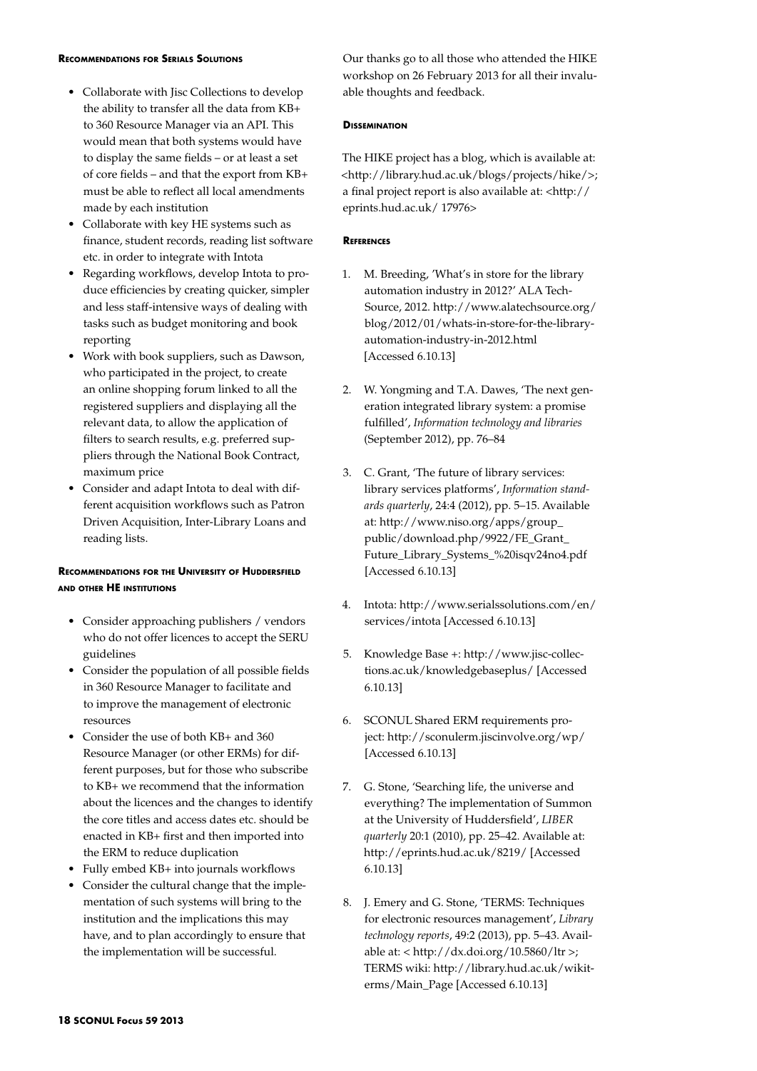#### Recommendations for Serials Solutions

- Collaborate with Jisc Collections to develop the ability to transfer all the data from KB+ to 360 Resource Manager via an API. This would mean that both systems would have to display the same fields – or at least a set of core fields – and that the export from KB+ must be able to reflect all local amendments made by each institution
- Collaborate with key HE systems such as finance, student records, reading list software etc. in order to integrate with Intota
- Regarding workflows, develop Intota to produce efficiencies by creating quicker, simpler and less staff-intensive ways of dealing with tasks such as budget monitoring and book reporting
- Work with book suppliers, such as Dawson, who participated in the project, to create an online shopping forum linked to all the registered suppliers and displaying all the relevant data, to allow the application of filters to search results, e.g. preferred suppliers through the National Book Contract, maximum price
- Consider and adapt Intota to deal with different acquisition workflows such as Patron Driven Acquisition, Inter-Library Loans and reading lists.

#### Recommendations for the University of Huddersfield and other HE institutions

- Consider approaching publishers / vendors who do not offer licences to accept the SERU guidelines
- Consider the population of all possible fields in 360 Resource Manager to facilitate and to improve the management of electronic resources
- Consider the use of both KB+ and 360 Resource Manager (or other ERMs) for different purposes, but for those who subscribe to KB+ we recommend that the information about the licences and the changes to identify the core titles and access dates etc. should be enacted in KB+ first and then imported into the ERM to reduce duplication
- Fully embed KB+ into journals workflows
- Consider the cultural change that the implementation of such systems will bring to the institution and the implications this may have, and to plan accordingly to ensure that the implementation will be successful.

Our thanks go to all those who attended the HIKE workshop on 26 February 2013 for all their invaluable thoughts and feedback.

#### Dissemination

The HIKE project has a blog, which is available at: <http://library.hud.ac.uk/blogs/projects/hike/>; a final project report is also available at: <http://eprints.hud.ac.uk/ 17976>

#### References

1. M. Breeding, 'What's in store for the library automation industry in 2012?' ALA TechSource, 2012. http://www.alatechsource.org/blog/2012/01/whats-in-store-for-the-library-automation-industry-in-2012.html [Accessed 6.10.13]

2. W. Yongming and T.A. Dawes, 'The next generation integrated library system: a promise fulfilled', *Information technology and libraries* (September 2012), pp. 76–84

3. C. Grant, 'The future of library services: library services platforms', *Information standards quarterly*, 24:4 (2012), pp. 5–15. Available at: http://www.niso.org/apps/group_public/download.php/9922/FE_Grant_Future_Library_Systems_%20isqv24no4.pdf [Accessed 6.10.13]

4. Intota: http://www.serialssolutions.com/en/services/intota [Accessed 6.10.13]

5. Knowledge Base +: http://www.jisc-collections.ac.uk/knowledgebaseplus/ [Accessed 6.10.13]

6. SCONUL Shared ERM requirements project: http://sconulerm.jiscinvolve.org/wp/ [Accessed 6.10.13]

7. G. Stone, 'Searching life, the universe and everything? The implementation of Summon at the University of Huddersfield', *LIBER quarterly* 20:1 (2010), pp. 25–42. Available at: http://eprints.hud.ac.uk/8219/ [Accessed 6.10.13]

8. J. Emery and G. Stone, 'TERMS: Techniques for electronic resources management', *Library technology reports*, 49:2 (2013), pp. 5–43. Available at: < http://dx.doi.org/10.5860/ltr >; TERMS wiki: http://library.hud.ac.uk/wikiterms/Main_Page [Accessed 6.10.13]